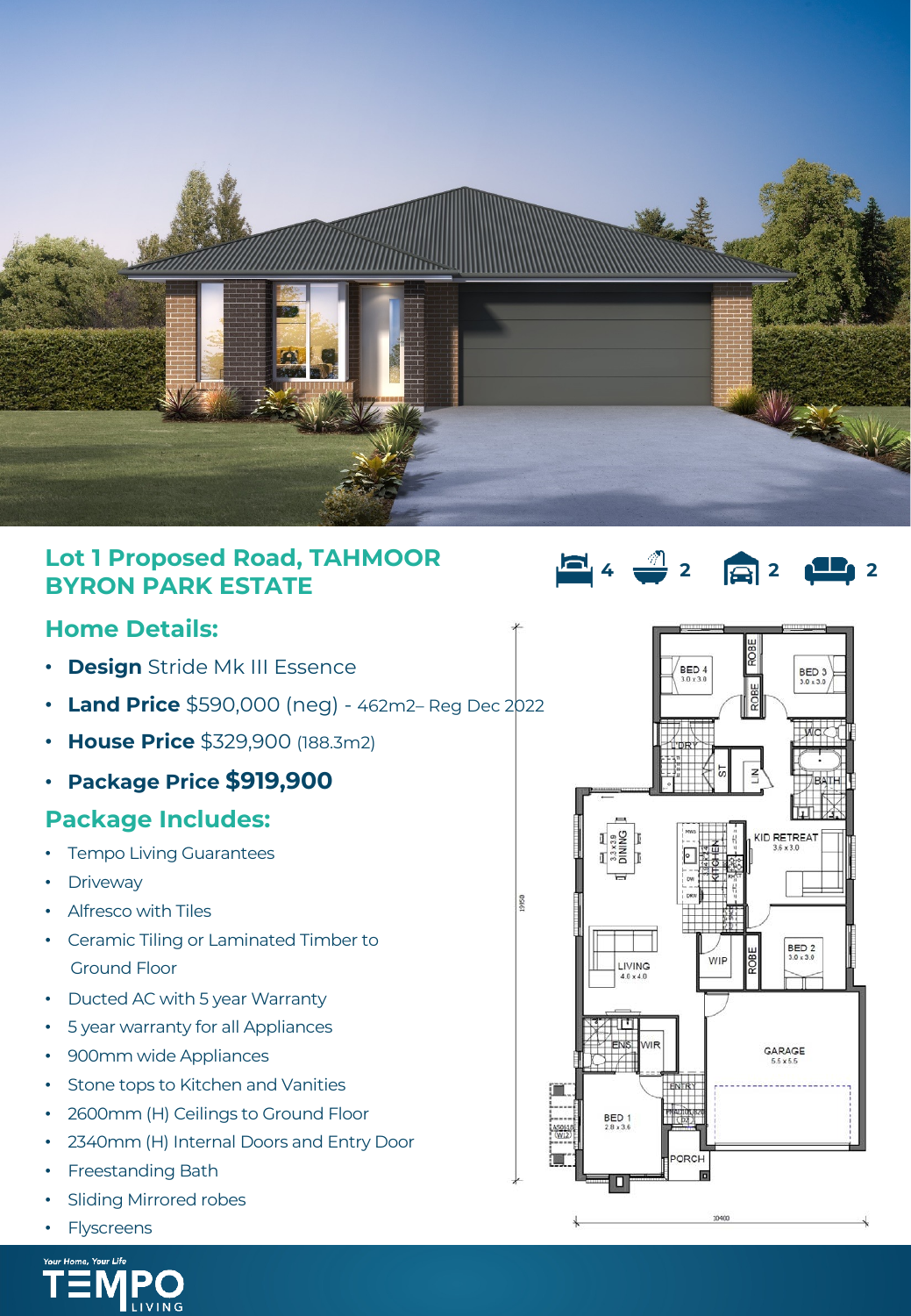# Lot 1 Proposed Road, TAHMOOR
# BYRON PARK ESTATE

4 | 2 | 2 | 2

## Home Details:

- **Design** Stride Mk III Essence
- **Land Price** $590,000 (neg) - 462m2– Reg Dec 2022
- **House Price** $329,900 (188.3m2)
- **Package Price $919,900**

## Package Includes:

- Tempo Living Guarantees
- Driveway
- Alfresco with Tiles
- Ceramic Tiling or Laminated Timber to Ground Floor
- Ducted AC with 5 year Warranty
- 5 year warranty for all Appliances
- 900mm wide Appliances
- Stone tops to Kitchen and Vanities
- 2600mm (H) Ceilings to Ground Floor
- 2340mm (H) Internal Doors and Entry Door
- Freestanding Bath
- Sliding Mirrored robes
- Flyscreens

Your Home, Your Life
TEMPO LIVING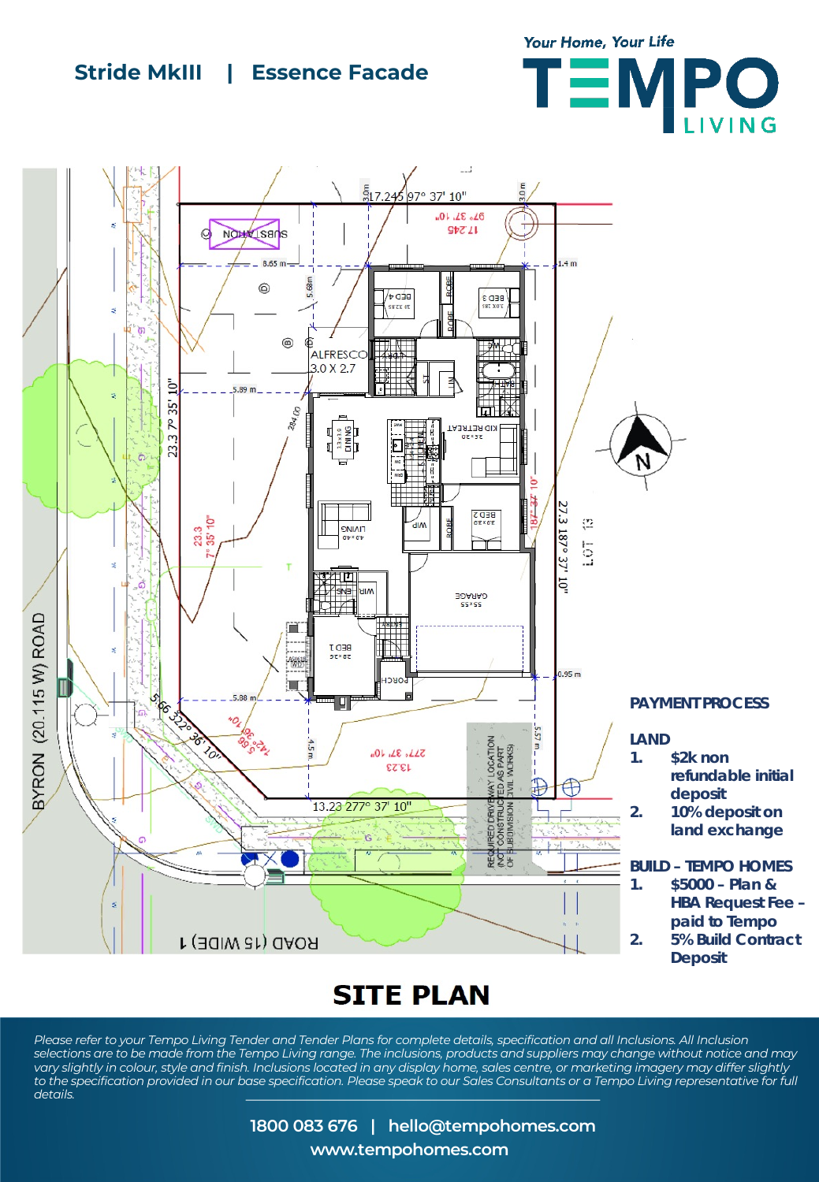# Stride MkIII | Essence Facade

Your Home, Your Life
TEMPO LIVING

## PAYMENT PROCESS

**LAND**

1. **$2k non refundable initial deposit**
2. **10% deposit on land exchange**

**BUILD – TEMPO HOMES**

1. **$5000 – Plan & HBA Request Fee – paid to Tempo**
2. **5% Build Contract Deposit**

# SITE PLAN

*Please refer to your Tempo Living Tender and Tender Plans for complete details, specification and all Inclusions. All Inclusion selections are to be made from the Tempo Living range. The inclusions, products and suppliers may change without notice and may vary slightly in colour, style and finish. Inclusions located in any display home, sales centre, or marketing imagery may differ slightly to the specification provided in our base specification. Please speak to our Sales Consultants or a Tempo Living representative for full details.*

**1800 083 676 | hello@tempohomes.com**

**www.tempohomes.com**